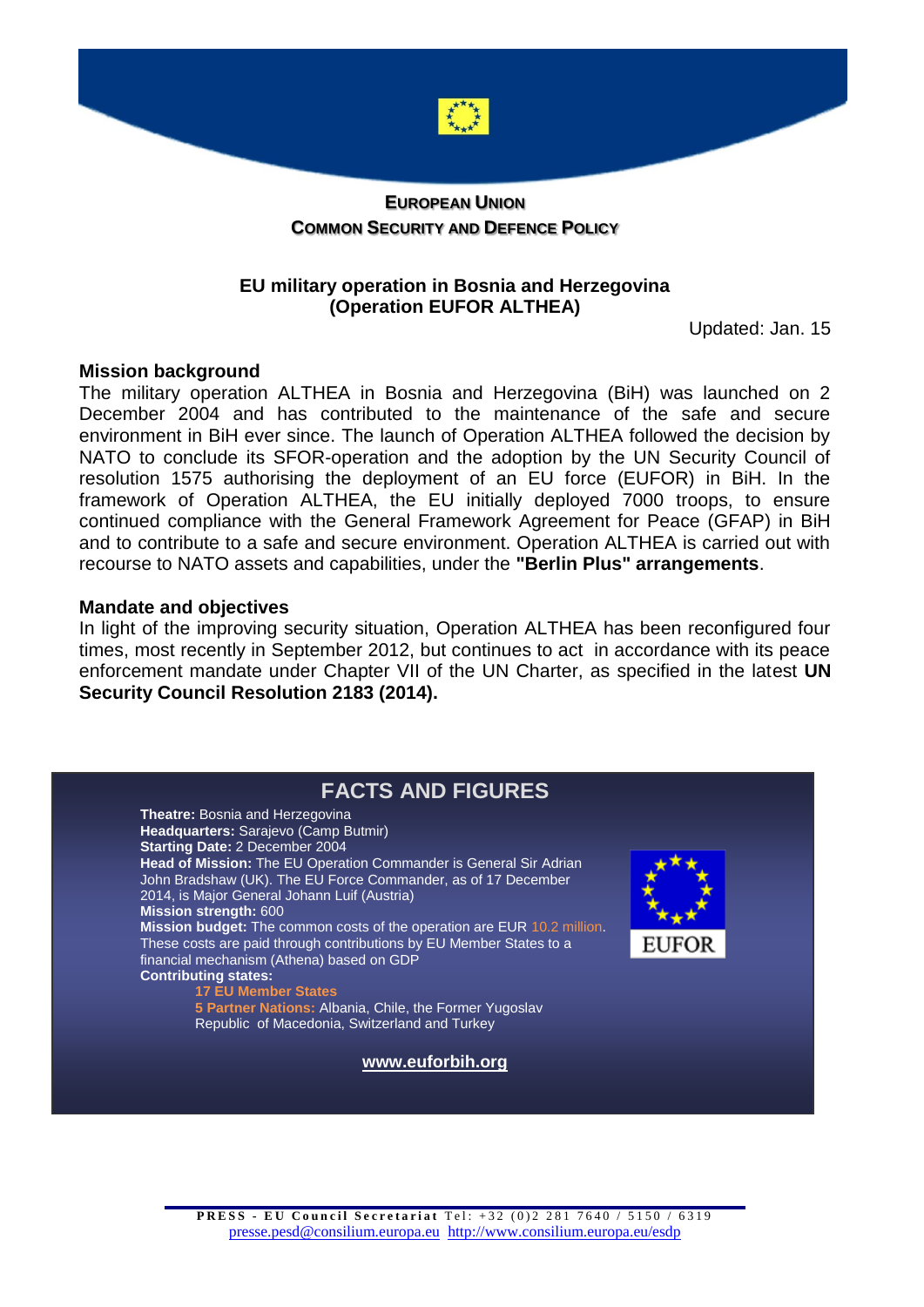**EUROPEAN UNION**
**COMMON SECURITY AND DEFENCE POLICY**

# EU military operation in Bosnia and Herzegovina (Operation EUFOR ALTHEA)

Updated: Jan. 15

## Mission background

The military operation ALTHEA in Bosnia and Herzegovina (BiH) was launched on 2 December 2004 and has contributed to the maintenance of the safe and secure environment in BiH ever since. The launch of Operation ALTHEA followed the decision by NATO to conclude its SFOR-operation and the adoption by the UN Security Council of resolution 1575 authorising the deployment of an EU force (EUFOR) in BiH. In the framework of Operation ALTHEA, the EU initially deployed 7000 troops, to ensure continued compliance with the General Framework Agreement for Peace (GFAP) in BiH and to contribute to a safe and secure environment. Operation ALTHEA is carried out with recourse to NATO assets and capabilities, under the **"Berlin Plus" arrangements**.

## Mandate and objectives

In light of the improving security situation, Operation ALTHEA has been reconfigured four times, most recently in September 2012, but continues to act in accordance with its peace enforcement mandate under Chapter VII of the UN Charter, as specified in the latest **UN Security Council Resolution 2183 (2014).**

## FACTS AND FIGURES

**Theatre:** Bosnia and Herzegovina
**Headquarters:** Sarajevo (Camp Butmir)
**Starting Date:** 2 December 2004
**Head of Mission:** The EU Operation Commander is General Sir Adrian John Bradshaw (UK). The EU Force Commander, as of 17 December 2014, is Major General Johann Luif (Austria)
**Mission strength:** 600
**Mission budget:** The common costs of the operation are EUR 10.2 million. These costs are paid through contributions by EU Member States to a financial mechanism (Athena) based on GDP
**Contributing states:**

- **17 EU Member States**
- **5 Partner Nations:** Albania, Chile, the Former Yugoslav Republic of Macedonia, Switzerland and Turkey

EUFOR

www.euforbih.org

**PRESS - EU Council Secretariat** Tel: +32 (0)2 281 7640 / 5150 / 6319
presse.pesd@consilium.europa.eu http://www.consilium.europa.eu/esdp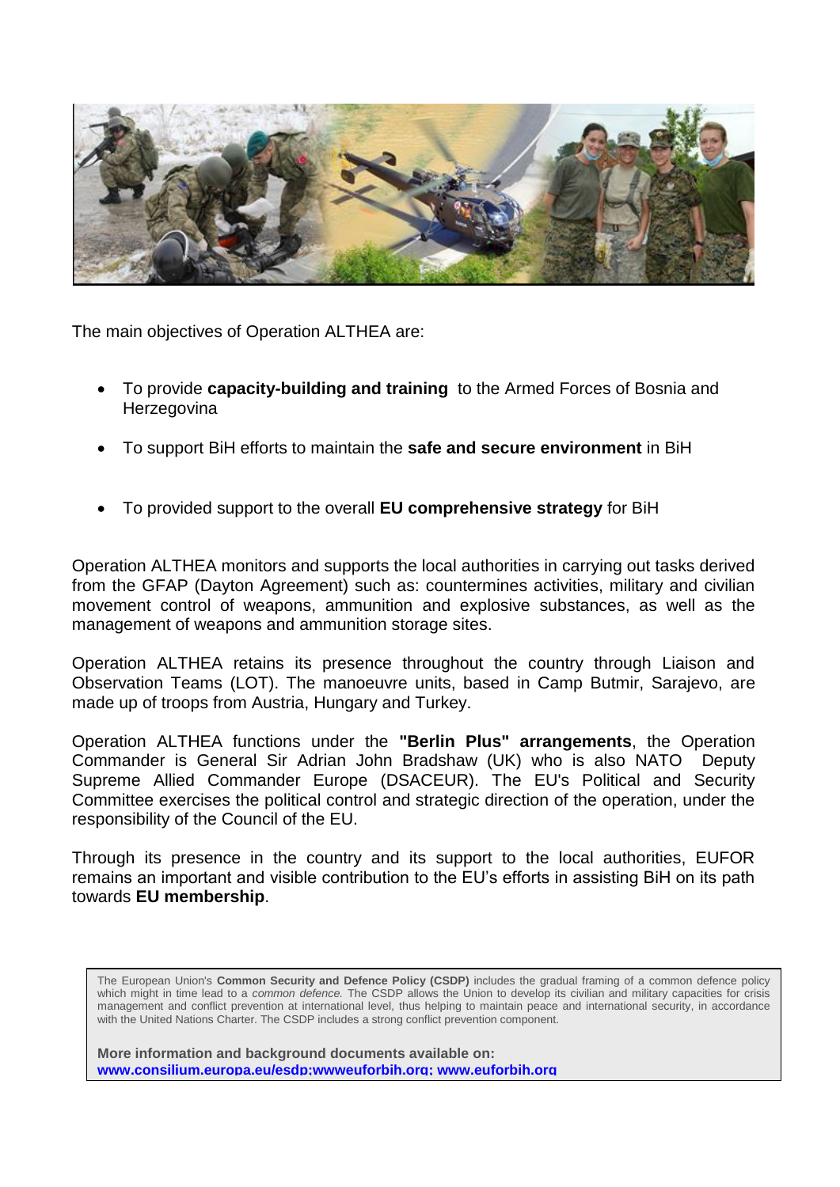The main objectives of Operation ALTHEA are:

- To provide **capacity-building and training** to the Armed Forces of Bosnia and Herzegovina
- To support BiH efforts to maintain the **safe and secure environment** in BiH
- To provided support to the overall **EU comprehensive strategy** for BiH

Operation ALTHEA monitors and supports the local authorities in carrying out tasks derived from the GFAP (Dayton Agreement) such as: countermines activities, military and civilian movement control of weapons, ammunition and explosive substances, as well as the management of weapons and ammunition storage sites.

Operation ALTHEA retains its presence throughout the country through Liaison and Observation Teams (LOT). The manoeuvre units, based in Camp Butmir, Sarajevo, are made up of troops from Austria, Hungary and Turkey.

Operation ALTHEA functions under the **"Berlin Plus" arrangements**, the Operation Commander is General Sir Adrian John Bradshaw (UK) who is also NATO Deputy Supreme Allied Commander Europe (DSACEUR). The EU's Political and Security Committee exercises the political control and strategic direction of the operation, under the responsibility of the Council of the EU.

Through its presence in the country and its support to the local authorities, EUFOR remains an important and visible contribution to the EU's efforts in assisting BiH on its path towards **EU membership**.

The European Union's **Common Security and Defence Policy (CSDP)** includes the gradual framing of a common defence policy which might in time lead to a *common defence.* The CSDP allows the Union to develop its civilian and military capacities for crisis management and conflict prevention at international level, thus helping to maintain peace and international security, in accordance with the United Nations Charter. The CSDP includes a strong conflict prevention component.

**More information and background documents available on:**
**www.consilium.europa.eu/esdp;wwweuforbih.org; www.euforbih.org**